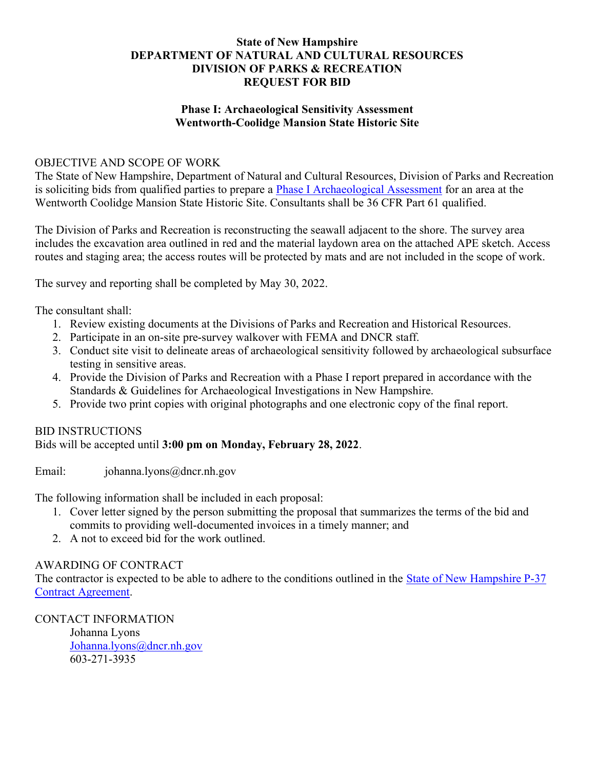**State of New Hampshire**
**DEPARTMENT OF NATURAL AND CULTURAL RESOURCES**
**DIVISION OF PARKS & RECREATION**
**REQUEST FOR BID**

**Phase I: Archaeological Sensitivity Assessment**
**Wentworth-Coolidge Mansion State Historic Site**

OBJECTIVE AND SCOPE OF WORK

The State of New Hampshire, Department of Natural and Cultural Resources, Division of Parks and Recreation is soliciting bids from qualified parties to prepare a Phase I Archaeological Assessment for an area at the Wentworth Coolidge Mansion State Historic Site. Consultants shall be 36 CFR Part 61 qualified.

The Division of Parks and Recreation is reconstructing the seawall adjacent to the shore. The survey area includes the excavation area outlined in red and the material laydown area on the attached APE sketch. Access routes and staging area; the access routes will be protected by mats and are not included in the scope of work.

The survey and reporting shall be completed by May 30, 2022.

The consultant shall:

1. Review existing documents at the Divisions of Parks and Recreation and Historical Resources.
2. Participate in an on-site pre-survey walkover with FEMA and DNCR staff.
3. Conduct site visit to delineate areas of archaeological sensitivity followed by archaeological subsurface testing in sensitive areas.
4. Provide the Division of Parks and Recreation with a Phase I report prepared in accordance with the Standards & Guidelines for Archaeological Investigations in New Hampshire.
5. Provide two print copies with original photographs and one electronic copy of the final report.

BID INSTRUCTIONS

Bids will be accepted until **3:00 pm on Monday, February 28, 2022**.

Email: johanna.lyons@dncr.nh.gov

The following information shall be included in each proposal:

1. Cover letter signed by the person submitting the proposal that summarizes the terms of the bid and commits to providing well-documented invoices in a timely manner; and
2. A not to exceed bid for the work outlined.

AWARDING OF CONTRACT

The contractor is expected to be able to adhere to the conditions outlined in the State of New Hampshire P-37 Contract Agreement.

CONTACT INFORMATION

Johanna Lyons
Johanna.lyons@dncr.nh.gov
603-271-3935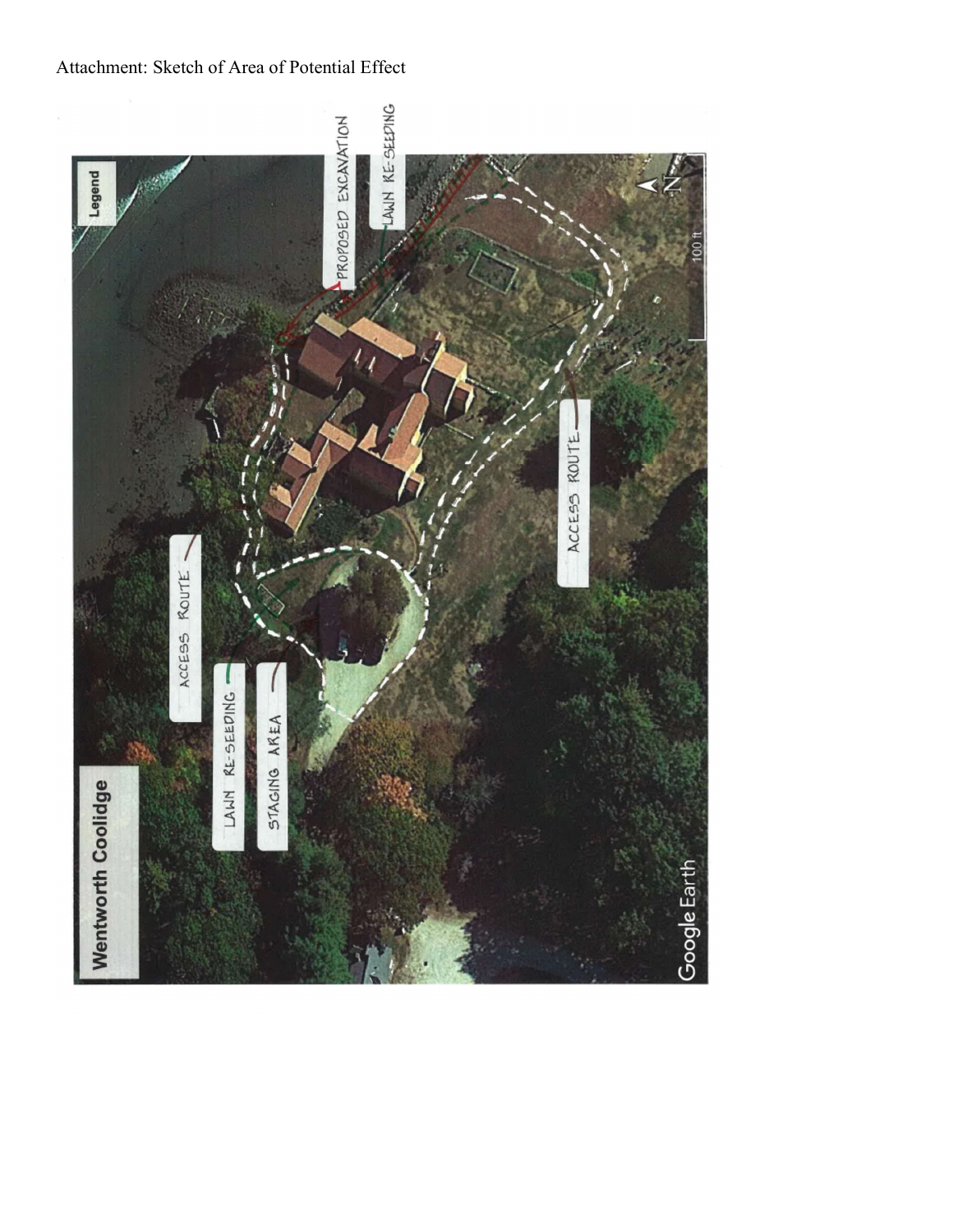Attachment: Sketch of Area of Potential Effect

Wentworth Coolidge

Legend

PROPOSED EXCAVATION

LAWN RE-SEEDING

ACCESS ROUTE

ACCESS ROUTE

LAWN RE-SEEDING

STAGING AREA

100 ft

N

Google Earth